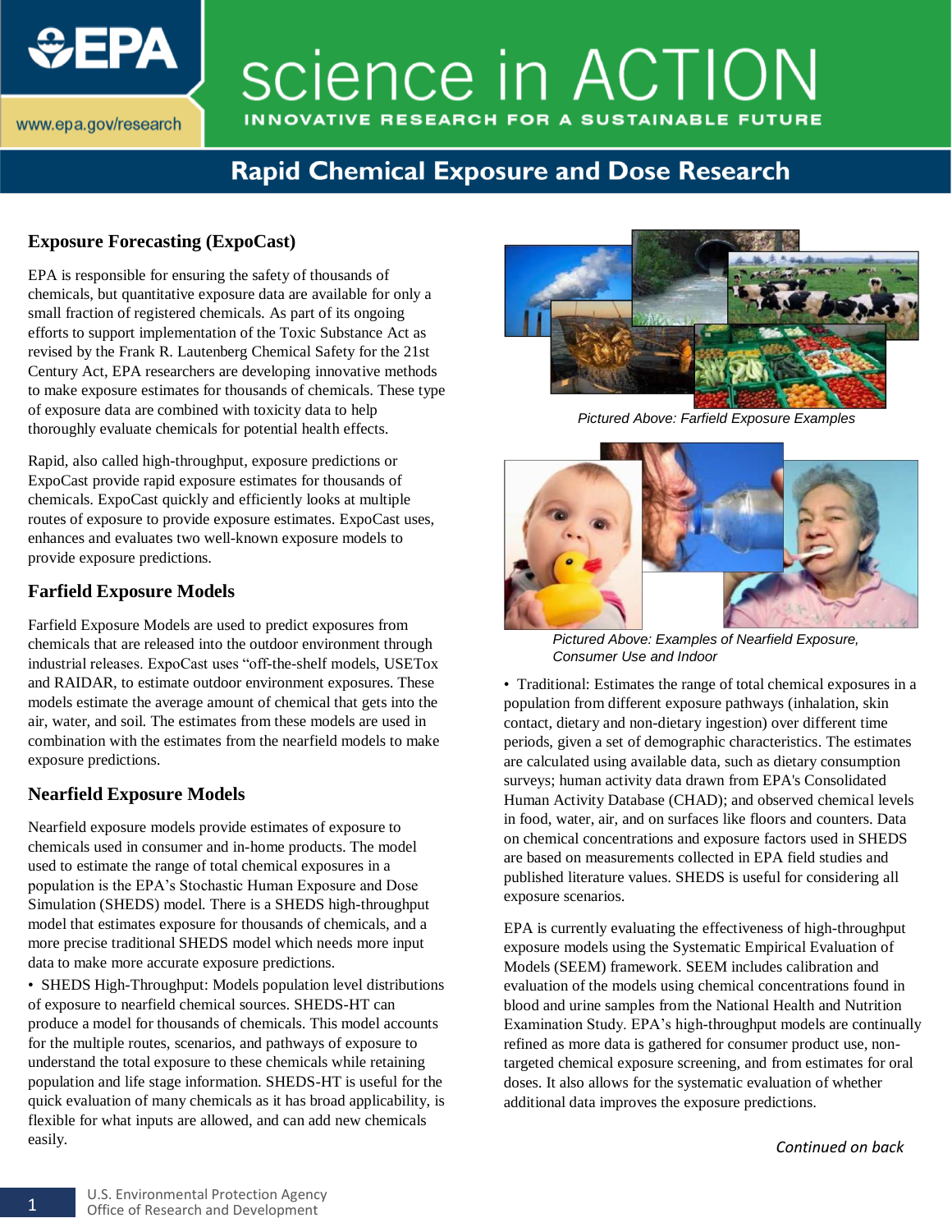# science in ACTION

INNOVATIVE RESEARCH FOR A SUSTAINABLE FUTURE

## Rapid Chemical Exposure and Dose Research

### Exposure Forecasting (ExpoCast)

EPA is responsible for ensuring the safety of thousands of chemicals, but quantitative exposure data are available for only a small fraction of registered chemicals. As part of its ongoing efforts to support implementation of the Toxic Substance Act as revised by the Frank R. Lautenberg Chemical Safety for the 21st Century Act, EPA researchers are developing innovative methods to make exposure estimates for thousands of chemicals. These type of exposure data are combined with toxicity data to help thoroughly evaluate chemicals for potential health effects.

Rapid, also called high-throughput, exposure predictions or ExpoCast provide rapid exposure estimates for thousands of chemicals. ExpoCast quickly and efficiently looks at multiple routes of exposure to provide exposure estimates. ExpoCast uses, enhances and evaluates two well-known exposure models to provide exposure predictions.

### Farfield Exposure Models

Farfield Exposure Models are used to predict exposures from chemicals that are released into the outdoor environment through industrial releases. ExpoCast uses "off-the-shelf models, USETox and RAIDAR, to estimate outdoor environment exposures. These models estimate the average amount of chemical that gets into the air, water, and soil. The estimates from these models are used in combination with the estimates from the nearfield models to make exposure predictions.

### Nearfield Exposure Models

Nearfield exposure models provide estimates of exposure to chemicals used in consumer and in-home products. The model used to estimate the range of total chemical exposures in a population is the EPA's Stochastic Human Exposure and Dose Simulation (SHEDS) model. There is a SHEDS high-throughput model that estimates exposure for thousands of chemicals, and a more precise traditional SHEDS model which needs more input data to make more accurate exposure predictions.

- SHEDS High-Throughput: Models population level distributions of exposure to nearfield chemical sources. SHEDS-HT can produce a model for thousands of chemicals. This model accounts for the multiple routes, scenarios, and pathways of exposure to understand the total exposure to these chemicals while retaining population and life stage information. SHEDS-HT is useful for the quick evaluation of many chemicals as it has broad applicability, is flexible for what inputs are allowed, and can add new chemicals easily.

*Pictured Above: Farfield Exposure Examples*

*Pictured Above: Examples of Nearfield Exposure, Consumer Use and Indoor*

- Traditional: Estimates the range of total chemical exposures in a population from different exposure pathways (inhalation, skin contact, dietary and non-dietary ingestion) over different time periods, given a set of demographic characteristics. The estimates are calculated using available data, such as dietary consumption surveys; human activity data drawn from EPA's Consolidated Human Activity Database (CHAD); and observed chemical levels in food, water, air, and on surfaces like floors and counters. Data on chemical concentrations and exposure factors used in SHEDS are based on measurements collected in EPA field studies and published literature values. SHEDS is useful for considering all exposure scenarios.

EPA is currently evaluating the effectiveness of high-throughput exposure models using the Systematic Empirical Evaluation of Models (SEEM) framework. SEEM includes calibration and evaluation of the models using chemical concentrations found in blood and urine samples from the National Health and Nutrition Examination Study. EPA's high-throughput models are continually refined as more data is gathered for consumer product use, non-targeted chemical exposure screening, and from estimates for oral doses. It also allows for the systematic evaluation of whether additional data improves the exposure predictions.

*Continued on back*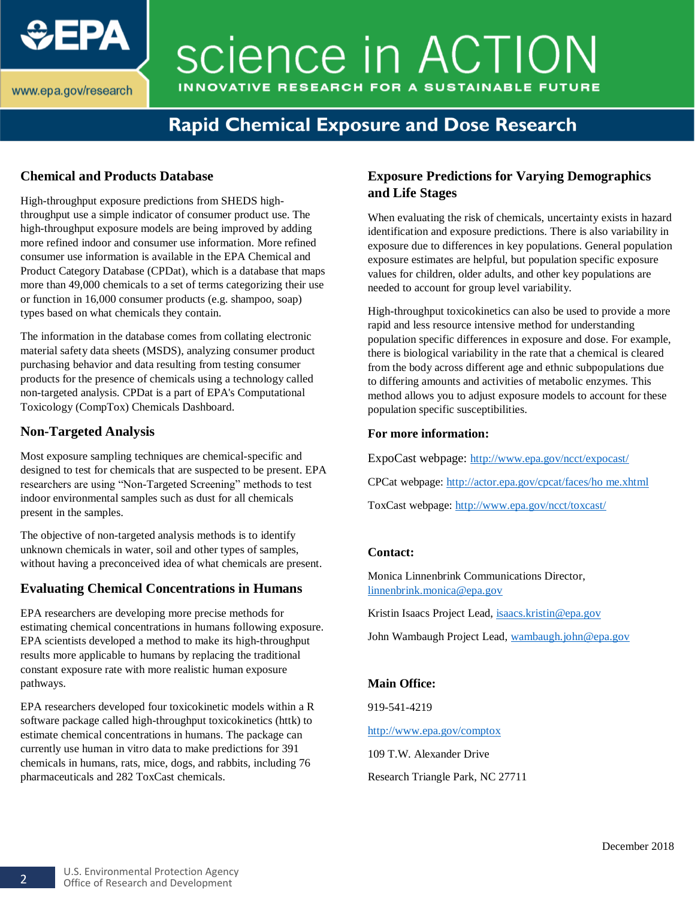# Rapid Chemical Exposure and Dose Research

## Chemical and Products Database

High-throughput exposure predictions from SHEDS high-throughput use a simple indicator of consumer product use. The high-throughput exposure models are being improved by adding more refined indoor and consumer use information. More refined consumer use information is available in the EPA Chemical and Product Category Database (CPDat), which is a database that maps more than 49,000 chemicals to a set of terms categorizing their use or function in 16,000 consumer products (e.g. shampoo, soap) types based on what chemicals they contain.

The information in the database comes from collating electronic material safety data sheets (MSDS), analyzing consumer product purchasing behavior and data resulting from testing consumer products for the presence of chemicals using a technology called non-targeted analysis. CPDat is a part of EPA's Computational Toxicology (CompTox) Chemicals Dashboard.

## Non-Targeted Analysis

Most exposure sampling techniques are chemical-specific and designed to test for chemicals that are suspected to be present. EPA researchers are using "Non-Targeted Screening" methods to test indoor environmental samples such as dust for all chemicals present in the samples.

The objective of non-targeted analysis methods is to identify unknown chemicals in water, soil and other types of samples, without having a preconceived idea of what chemicals are present.

## Evaluating Chemical Concentrations in Humans

EPA researchers are developing more precise methods for estimating chemical concentrations in humans following exposure. EPA scientists developed a method to make its high-throughput results more applicable to humans by replacing the traditional constant exposure rate with more realistic human exposure pathways.

EPA researchers developed four toxicokinetic models within a R software package called high-throughput toxicokinetics (httk) to estimate chemical concentrations in humans. The package can currently use human in vitro data to make predictions for 391 chemicals in humans, rats, mice, dogs, and rabbits, including 76 pharmaceuticals and 282 ToxCast chemicals.

## Exposure Predictions for Varying Demographics and Life Stages

When evaluating the risk of chemicals, uncertainty exists in hazard identification and exposure predictions. There is also variability in exposure due to differences in key populations. General population exposure estimates are helpful, but population specific exposure values for children, older adults, and other key populations are needed to account for group level variability.

High-throughput toxicokinetics can also be used to provide a more rapid and less resource intensive method for understanding population specific differences in exposure and dose. For example, there is biological variability in the rate that a chemical is cleared from the body across different age and ethnic subpopulations due to differing amounts and activities of metabolic enzymes. This method allows you to adjust exposure models to account for these population specific susceptibilities.

### For more information:

ExpoCast webpage: http://www.epa.gov/ncct/expocast/

CPCat webpage: http://actor.epa.gov/cpcat/faces/ho me.xhtml

ToxCast webpage: http://www.epa.gov/ncct/toxcast/

### Contact:

Monica Linnenbrink Communications Director, linnenbrink.monica@epa.gov

Kristin Isaacs Project Lead, isaacs.kristin@epa.gov

John Wambaugh Project Lead, wambaugh.john@epa.gov

### Main Office:

919-541-4219

http://www.epa.gov/comptox

109 T.W. Alexander Drive

Research Triangle Park, NC 27711

December 2018